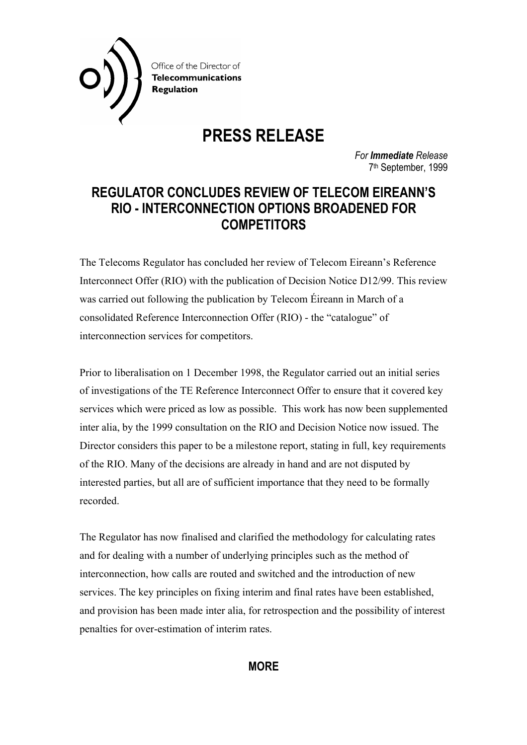Office of the Director of
**Telecommunications**
**Regulation**

# PRESS RELEASE

*For **Immediate** Release*
7th September, 1999

## REGULATOR CONCLUDES REVIEW OF TELECOM EIREANN'S RIO - INTERCONNECTION OPTIONS BROADENED FOR COMPETITORS

The Telecoms Regulator has concluded her review of Telecom Eireann's Reference Interconnect Offer (RIO) with the publication of Decision Notice D12/99. This review was carried out following the publication by Telecom Éireann in March of a consolidated Reference Interconnection Offer (RIO) - the "catalogue" of interconnection services for competitors.

Prior to liberalisation on 1 December 1998, the Regulator carried out an initial series of investigations of the TE Reference Interconnect Offer to ensure that it covered key services which were priced as low as possible. This work has now been supplemented inter alia, by the 1999 consultation on the RIO and Decision Notice now issued. The Director considers this paper to be a milestone report, stating in full, key requirements of the RIO. Many of the decisions are already in hand and are not disputed by interested parties, but all are of sufficient importance that they need to be formally recorded.

The Regulator has now finalised and clarified the methodology for calculating rates and for dealing with a number of underlying principles such as the method of interconnection, how calls are routed and switched and the introduction of new services. The key principles on fixing interim and final rates have been established, and provision has been made inter alia, for retrospection and the possibility of interest penalties for over-estimation of interim rates.

**MORE**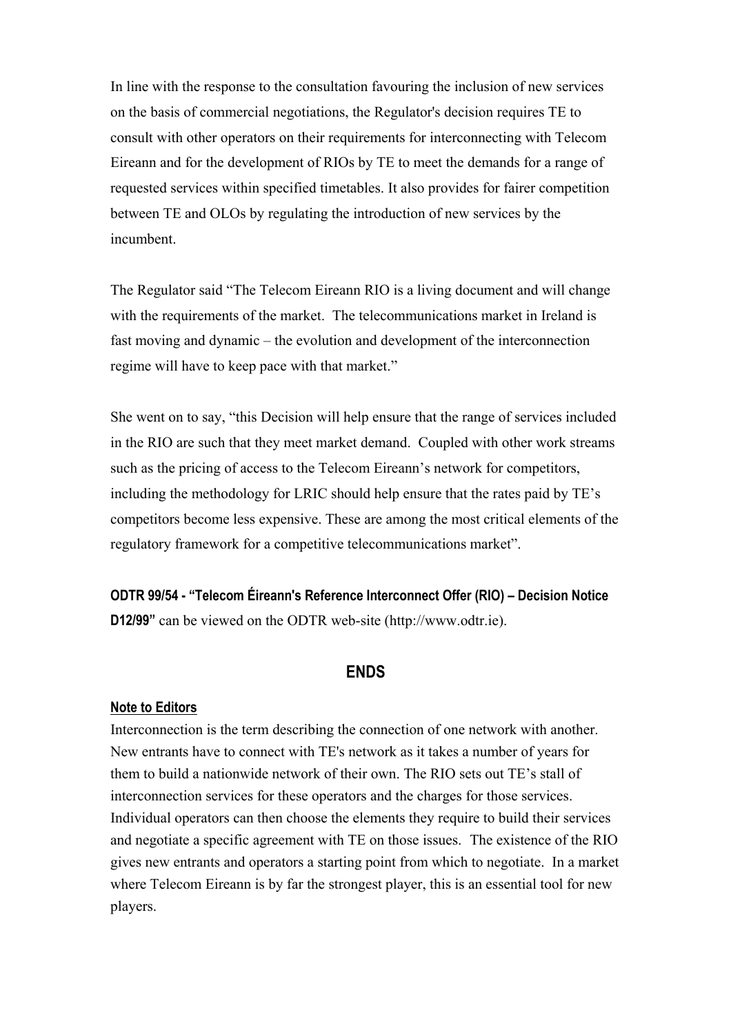In line with the response to the consultation favouring the inclusion of new services on the basis of commercial negotiations, the Regulator's decision requires TE to consult with other operators on their requirements for interconnecting with Telecom Eireann and for the development of RIOs by TE to meet the demands for a range of requested services within specified timetables. It also provides for fairer competition between TE and OLOs by regulating the introduction of new services by the incumbent.

The Regulator said "The Telecom Eireann RIO is a living document and will change with the requirements of the market. The telecommunications market in Ireland is fast moving and dynamic – the evolution and development of the interconnection regime will have to keep pace with that market."

She went on to say, "this Decision will help ensure that the range of services included in the RIO are such that they meet market demand. Coupled with other work streams such as the pricing of access to the Telecom Eireann's network for competitors, including the methodology for LRIC should help ensure that the rates paid by TE's competitors become less expensive. These are among the most critical elements of the regulatory framework for a competitive telecommunications market".

**ODTR 99/54 - "Telecom Éireann's Reference Interconnect Offer (RIO) – Decision Notice D12/99"** can be viewed on the ODTR web-site (http://www.odtr.ie).

## ENDS

**Note to Editors**

Interconnection is the term describing the connection of one network with another. New entrants have to connect with TE's network as it takes a number of years for them to build a nationwide network of their own. The RIO sets out TE's stall of interconnection services for these operators and the charges for those services. Individual operators can then choose the elements they require to build their services and negotiate a specific agreement with TE on those issues. The existence of the RIO gives new entrants and operators a starting point from which to negotiate. In a market where Telecom Eireann is by far the strongest player, this is an essential tool for new players.